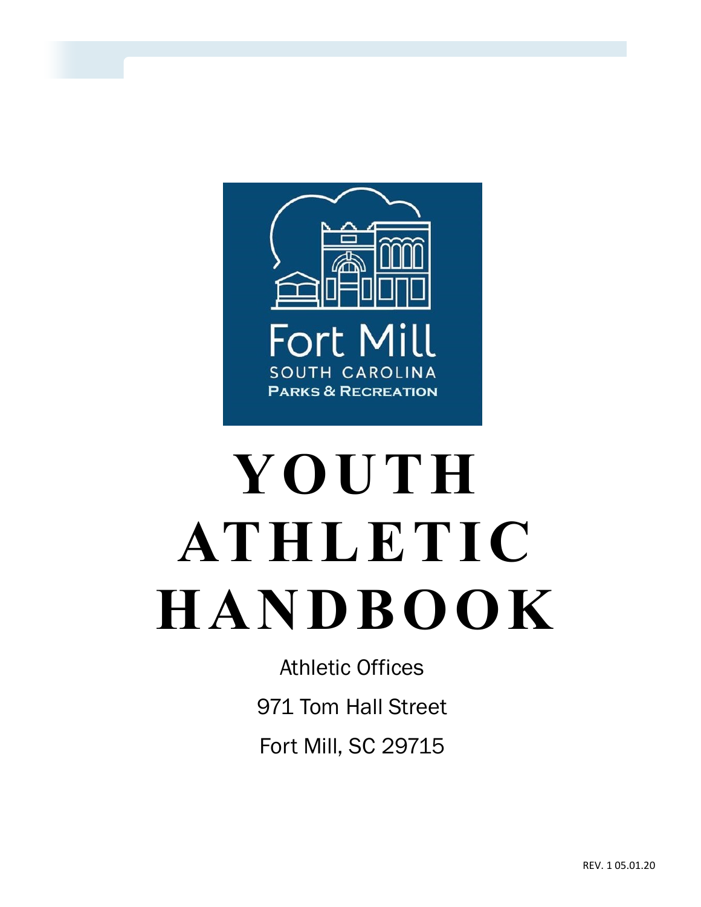# YOUTH ATHLETIC HANDBOOK

Athletic Offices

971 Tom Hall Street

Fort Mill, SC 29715

REV. 1 05.01.20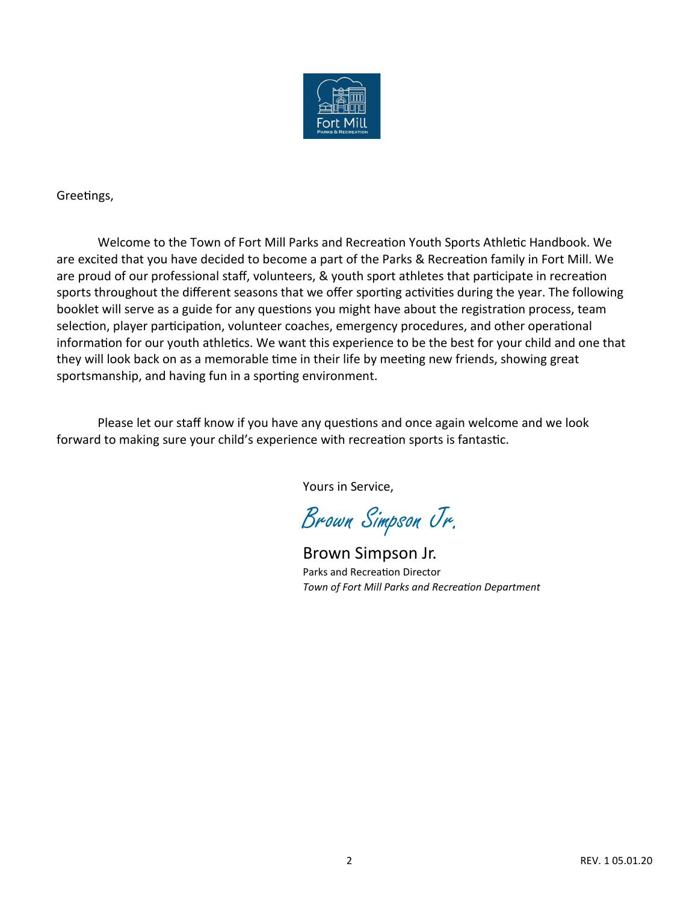Greetings,

Welcome to the Town of Fort Mill Parks and Recreation Youth Sports Athletic Handbook. We are excited that you have decided to become a part of the Parks & Recreation family in Fort Mill. We are proud of our professional staff, volunteers, & youth sport athletes that participate in recreation sports throughout the different seasons that we offer sporting activities during the year. The following booklet will serve as a guide for any questions you might have about the registration process, team selection, player participation, volunteer coaches, emergency procedures, and other operational information for our youth athletics. We want this experience to be the best for your child and one that they will look back on as a memorable time in their life by meeting new friends, showing great sportsmanship, and having fun in a sporting environment.

Please let our staff know if you have any questions and once again welcome and we look forward to making sure your child's experience with recreation sports is fantastic.

Yours in Service,

*Brown Simpson Jr.*

Brown Simpson Jr.
Parks and Recreation Director
*Town of Fort Mill Parks and Recreation Department*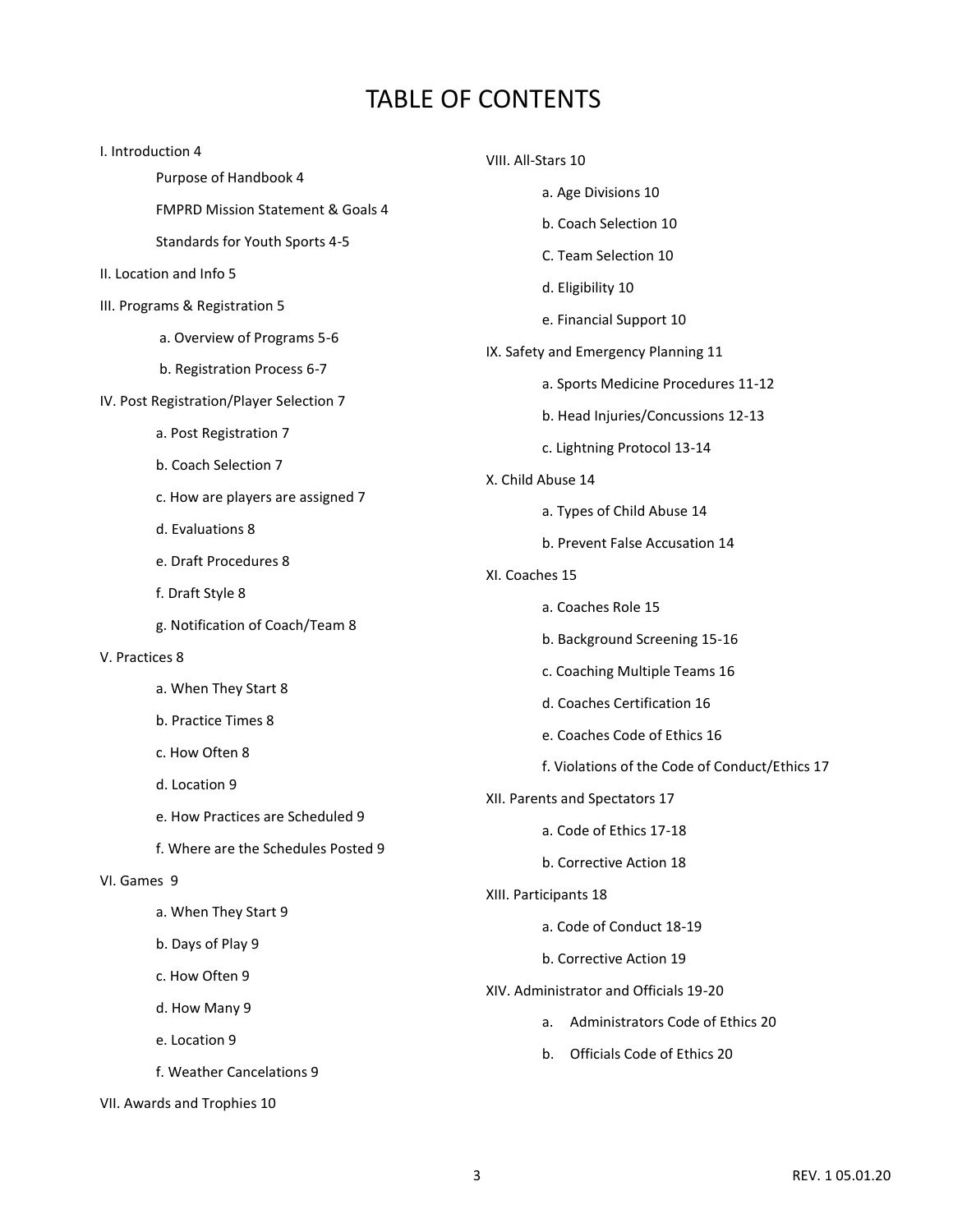# TABLE OF CONTENTS

I. Introduction 4

- Purpose of Handbook 4
- FMPRD Mission Statement & Goals 4
- Standards for Youth Sports 4-5

II. Location and Info 5

III. Programs & Registration 5

- a. Overview of Programs 5-6
- b. Registration Process 6-7

IV. Post Registration/Player Selection 7

- a. Post Registration 7
- b. Coach Selection 7
- c. How are players are assigned 7
- d. Evaluations 8
- e. Draft Procedures 8
- f. Draft Style 8
- g. Notification of Coach/Team 8

V. Practices 8

- a. When They Start 8
- b. Practice Times 8
- c. How Often 8
- d. Location 9
- e. How Practices are Scheduled 9
- f. Where are the Schedules Posted 9

VI. Games 9

- a. When They Start 9
- b. Days of Play 9
- c. How Often 9
- d. How Many 9
- e. Location 9
- f. Weather Cancelations 9

VII. Awards and Trophies 10

VIII. All-Stars 10

- a. Age Divisions 10
- b. Coach Selection 10
- C. Team Selection 10
- d. Eligibility 10
- e. Financial Support 10

IX. Safety and Emergency Planning 11

- a. Sports Medicine Procedures 11-12
- b. Head Injuries/Concussions 12-13
- c. Lightning Protocol 13-14

X. Child Abuse 14

- a. Types of Child Abuse 14
- b. Prevent False Accusation 14

XI. Coaches 15

- a. Coaches Role 15
- b. Background Screening 15-16
- c. Coaching Multiple Teams 16
- d. Coaches Certification 16
- e. Coaches Code of Ethics 16
- f. Violations of the Code of Conduct/Ethics 17

XII. Parents and Spectators 17

- a. Code of Ethics 17-18
- b. Corrective Action 18

XIII. Participants 18

- a. Code of Conduct 18-19
- b. Corrective Action 19

XIV. Administrator and Officials 19-20

- a. Administrators Code of Ethics 20
- b. Officials Code of Ethics 20

REV. 1 05.01.20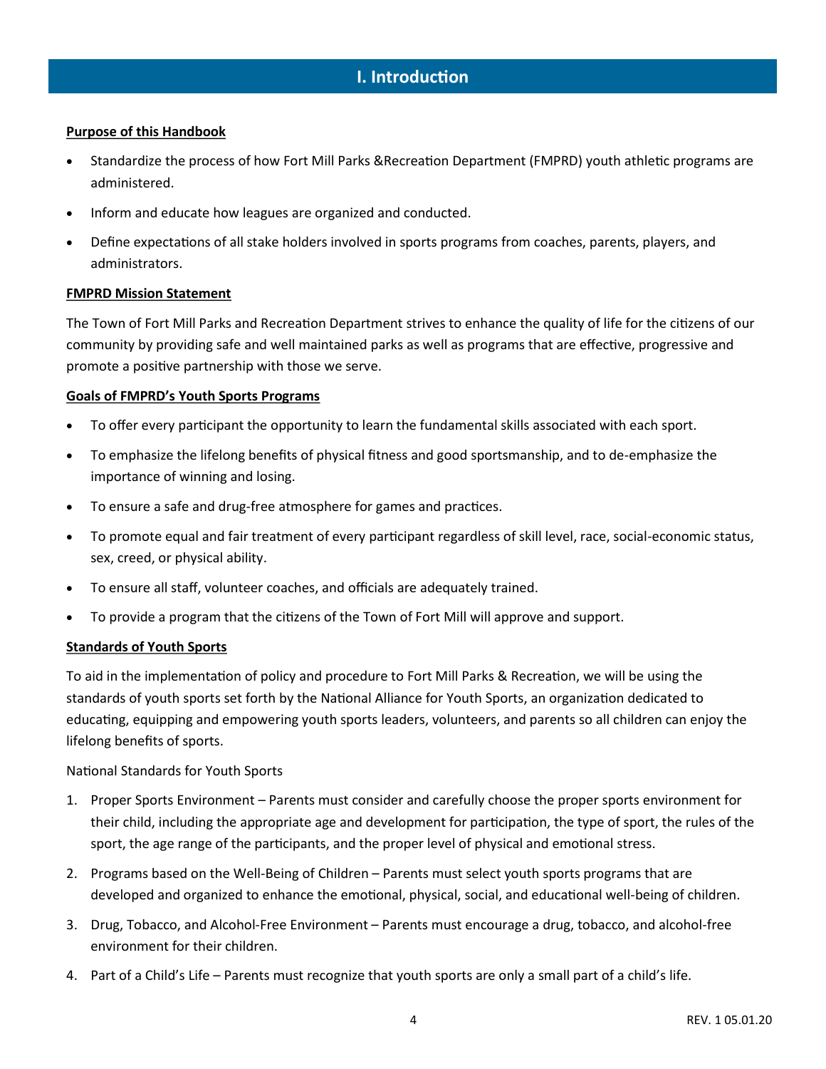# I. Introduction

**Purpose of this Handbook**

- Standardize the process of how Fort Mill Parks &Recreation Department (FMPRD) youth athletic programs are administered.
- Inform and educate how leagues are organized and conducted.
- Define expectations of all stake holders involved in sports programs from coaches, parents, players, and administrators.

**FMPRD Mission Statement**

The Town of Fort Mill Parks and Recreation Department strives to enhance the quality of life for the citizens of our community by providing safe and well maintained parks as well as programs that are effective, progressive and promote a positive partnership with those we serve.

**Goals of FMPRD's Youth Sports Programs**

- To offer every participant the opportunity to learn the fundamental skills associated with each sport.
- To emphasize the lifelong benefits of physical fitness and good sportsmanship, and to de-emphasize the importance of winning and losing.
- To ensure a safe and drug-free atmosphere for games and practices.
- To promote equal and fair treatment of every participant regardless of skill level, race, social-economic status, sex, creed, or physical ability.
- To ensure all staff, volunteer coaches, and officials are adequately trained.
- To provide a program that the citizens of the Town of Fort Mill will approve and support.

**Standards of Youth Sports**

To aid in the implementation of policy and procedure to Fort Mill Parks & Recreation, we will be using the standards of youth sports set forth by the National Alliance for Youth Sports, an organization dedicated to educating, equipping and empowering youth sports leaders, volunteers, and parents so all children can enjoy the lifelong benefits of sports.

National Standards for Youth Sports

1. Proper Sports Environment – Parents must consider and carefully choose the proper sports environment for their child, including the appropriate age and development for participation, the type of sport, the rules of the sport, the age range of the participants, and the proper level of physical and emotional stress.
2. Programs based on the Well-Being of Children – Parents must select youth sports programs that are developed and organized to enhance the emotional, physical, social, and educational well-being of children.
3. Drug, Tobacco, and Alcohol-Free Environment – Parents must encourage a drug, tobacco, and alcohol-free environment for their children.
4. Part of a Child's Life – Parents must recognize that youth sports are only a small part of a child's life.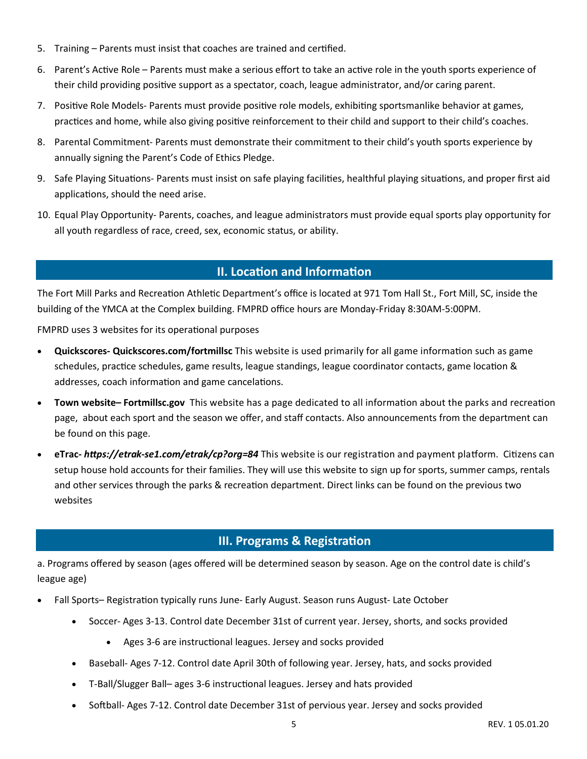5. Training – Parents must insist that coaches are trained and certified.
6. Parent's Active Role – Parents must make a serious effort to take an active role in the youth sports experience of their child providing positive support as a spectator, coach, league administrator, and/or caring parent.
7. Positive Role Models- Parents must provide positive role models, exhibiting sportsmanlike behavior at games, practices and home, while also giving positive reinforcement to their child and support to their child's coaches.
8. Parental Commitment- Parents must demonstrate their commitment to their child's youth sports experience by annually signing the Parent's Code of Ethics Pledge.
9. Safe Playing Situations- Parents must insist on safe playing facilities, healthful playing situations, and proper first aid applications, should the need arise.
10. Equal Play Opportunity- Parents, coaches, and league administrators must provide equal sports play opportunity for all youth regardless of race, creed, sex, economic status, or ability.

## II. Location and Information

The Fort Mill Parks and Recreation Athletic Department's office is located at 971 Tom Hall St., Fort Mill, SC, inside the building of the YMCA at the Complex building. FMPRD office hours are Monday-Friday 8:30AM-5:00PM.

FMPRD uses 3 websites for its operational purposes

- **Quickscores- Quickscores.com/fortmillsc** This website is used primarily for all game information such as game schedules, practice schedules, game results, league standings, league coordinator contacts, game location & addresses, coach information and game cancelations.
- **Town website– Fortmillsc.gov** This website has a page dedicated to all information about the parks and recreation page, about each sport and the season we offer, and staff contacts. Also announcements from the department can be found on this page.
- **eTrac- *https://etrak-se1.com/etrak/cp?org=84*** This website is our registration and payment platform. Citizens can setup house hold accounts for their families. They will use this website to sign up for sports, summer camps, rentals and other services through the parks & recreation department. Direct links can be found on the previous two websites

## III. Programs & Registration

a. Programs offered by season (ages offered will be determined season by season. Age on the control date is child's league age)

- Fall Sports– Registration typically runs June- Early August. Season runs August- Late October
  - Soccer- Ages 3-13. Control date December 31st of current year. Jersey, shorts, and socks provided
    - Ages 3-6 are instructional leagues. Jersey and socks provided
  - Baseball- Ages 7-12. Control date April 30th of following year. Jersey, hats, and socks provided
  - T-Ball/Slugger Ball– ages 3-6 instructional leagues. Jersey and hats provided
  - Softball- Ages 7-12. Control date December 31st of pervious year. Jersey and socks provided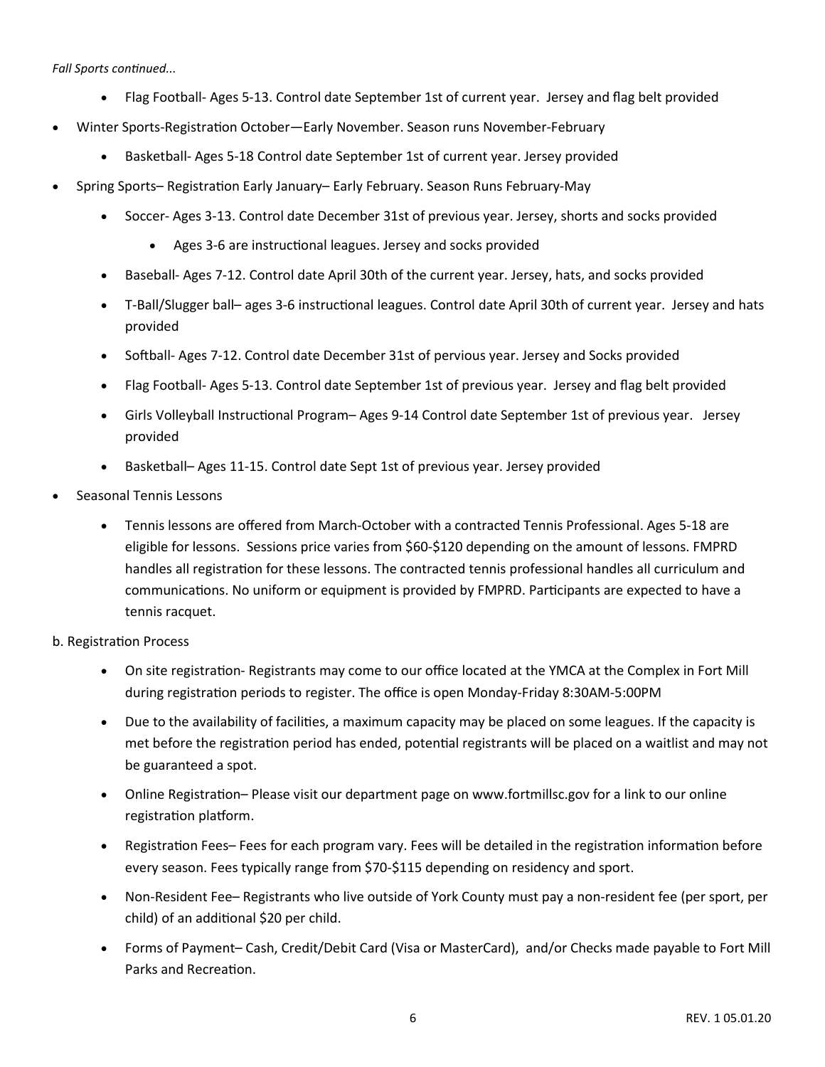*Fall Sports continued...*

- Flag Football- Ages 5-13. Control date September 1st of current year. Jersey and flag belt provided
- Winter Sports-Registration October—Early November. Season runs November-February
    - Basketball- Ages 5-18 Control date September 1st of current year. Jersey provided
- Spring Sports– Registration Early January– Early February. Season Runs February-May
    - Soccer- Ages 3-13. Control date December 31st of previous year. Jersey, shorts and socks provided
        - Ages 3-6 are instructional leagues. Jersey and socks provided
    - Baseball- Ages 7-12. Control date April 30th of the current year. Jersey, hats, and socks provided
    - T-Ball/Slugger ball– ages 3-6 instructional leagues. Control date April 30th of current year. Jersey and hats provided
    - Softball- Ages 7-12. Control date December 31st of pervious year. Jersey and Socks provided
    - Flag Football- Ages 5-13. Control date September 1st of previous year. Jersey and flag belt provided
    - Girls Volleyball Instructional Program– Ages 9-14 Control date September 1st of previous year. Jersey provided
    - Basketball– Ages 11-15. Control date Sept 1st of previous year. Jersey provided
- Seasonal Tennis Lessons
    - Tennis lessons are offered from March-October with a contracted Tennis Professional. Ages 5-18 are eligible for lessons. Sessions price varies from $60-$120 depending on the amount of lessons. FMPRD handles all registration for these lessons. The contracted tennis professional handles all curriculum and communications. No uniform or equipment is provided by FMPRD. Participants are expected to have a tennis racquet.

b. Registration Process

- On site registration- Registrants may come to our office located at the YMCA at the Complex in Fort Mill during registration periods to register. The office is open Monday-Friday 8:30AM-5:00PM
- Due to the availability of facilities, a maximum capacity may be placed on some leagues. If the capacity is met before the registration period has ended, potential registrants will be placed on a waitlist and may not be guaranteed a spot.
- Online Registration– Please visit our department page on www.fortmillsc.gov for a link to our online registration platform.
- Registration Fees– Fees for each program vary. Fees will be detailed in the registration information before every season. Fees typically range from $70-$115 depending on residency and sport.
- Non-Resident Fee– Registrants who live outside of York County must pay a non-resident fee (per sport, per child) of an additional $20 per child.
- Forms of Payment– Cash, Credit/Debit Card (Visa or MasterCard), and/or Checks made payable to Fort Mill Parks and Recreation.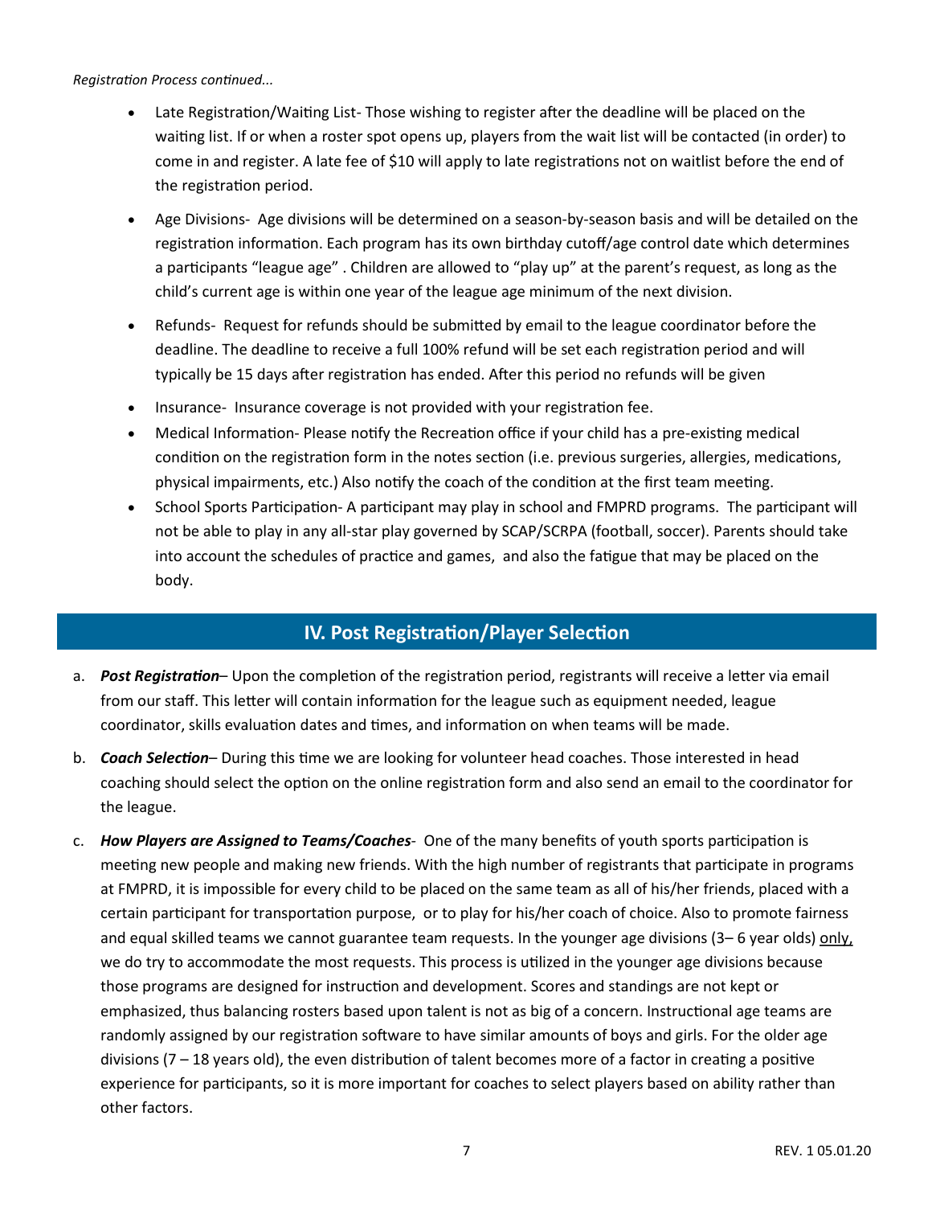*Registration Process continued...*

- Late Registration/Waiting List- Those wishing to register after the deadline will be placed on the waiting list. If or when a roster spot opens up, players from the wait list will be contacted (in order) to come in and register. A late fee of $10 will apply to late registrations not on waitlist before the end of the registration period.
- Age Divisions- Age divisions will be determined on a season-by-season basis and will be detailed on the registration information. Each program has its own birthday cutoff/age control date which determines a participants "league age" . Children are allowed to "play up" at the parent's request, as long as the child's current age is within one year of the league age minimum of the next division.
- Refunds- Request for refunds should be submitted by email to the league coordinator before the deadline. The deadline to receive a full 100% refund will be set each registration period and will typically be 15 days after registration has ended. After this period no refunds will be given
- Insurance- Insurance coverage is not provided with your registration fee.
- Medical Information- Please notify the Recreation office if your child has a pre-existing medical condition on the registration form in the notes section (i.e. previous surgeries, allergies, medications, physical impairments, etc.) Also notify the coach of the condition at the first team meeting.
- School Sports Participation- A participant may play in school and FMPRD programs. The participant will not be able to play in any all-star play governed by SCAP/SCRPA (football, soccer). Parents should take into account the schedules of practice and games, and also the fatigue that may be placed on the body.

## IV. Post Registration/Player Selection

a. ***Post Registration***– Upon the completion of the registration period, registrants will receive a letter via email from our staff. This letter will contain information for the league such as equipment needed, league coordinator, skills evaluation dates and times, and information on when teams will be made.

b. ***Coach Selection***– During this time we are looking for volunteer head coaches. Those interested in head coaching should select the option on the online registration form and also send an email to the coordinator for the league.

c. ***How Players are Assigned to Teams/Coaches***- One of the many benefits of youth sports participation is meeting new people and making new friends. With the high number of registrants that participate in programs at FMPRD, it is impossible for every child to be placed on the same team as all of his/her friends, placed with a certain participant for transportation purpose, or to play for his/her coach of choice. Also to promote fairness and equal skilled teams we cannot guarantee team requests. In the younger age divisions (3– 6 year olds) <u>only,</u> we do try to accommodate the most requests. This process is utilized in the younger age divisions because those programs are designed for instruction and development. Scores and standings are not kept or emphasized, thus balancing rosters based upon talent is not as big of a concern. Instructional age teams are randomly assigned by our registration software to have similar amounts of boys and girls. For the older age divisions (7 – 18 years old), the even distribution of talent becomes more of a factor in creating a positive experience for participants, so it is more important for coaches to select players based on ability rather than other factors.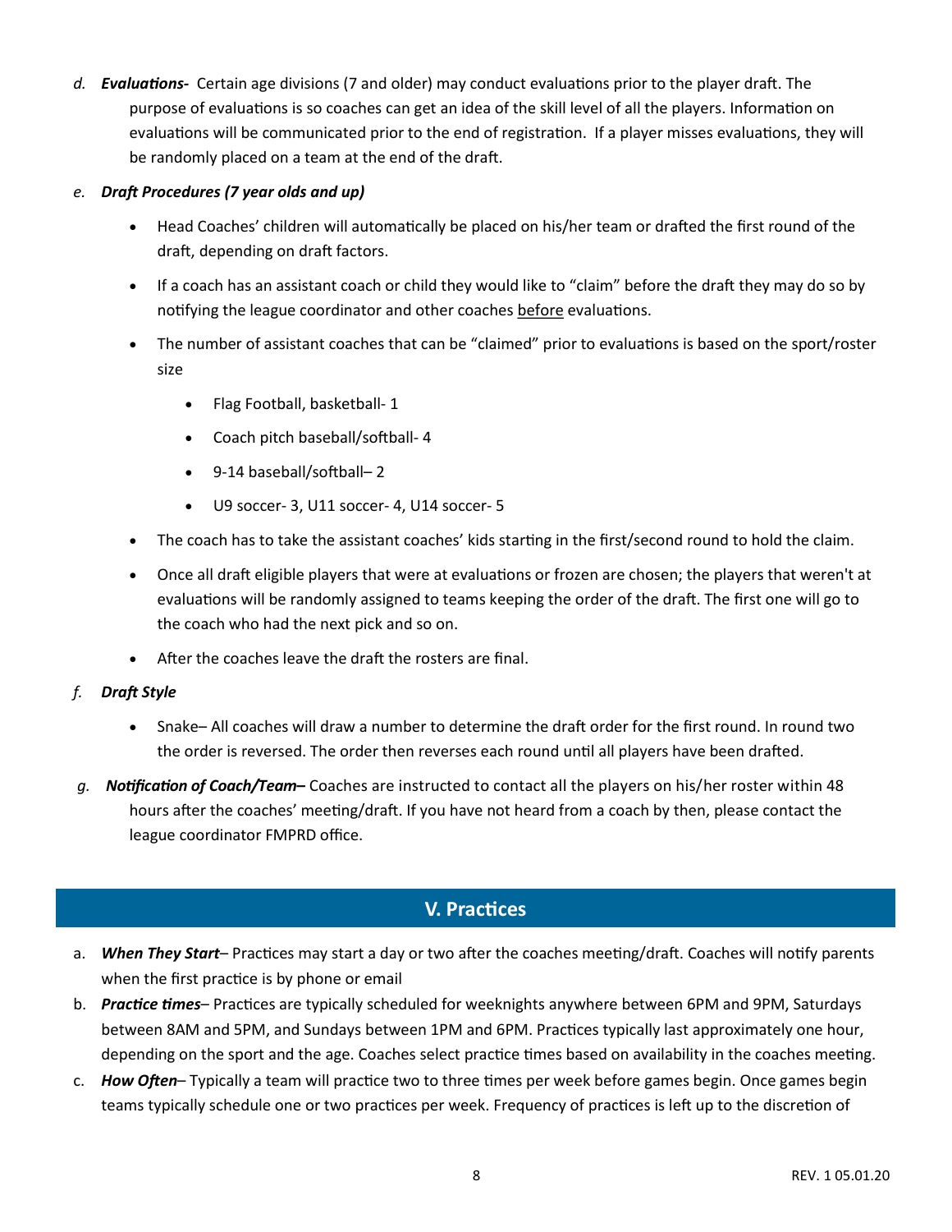*d.* ***Evaluations-*** Certain age divisions (7 and older) may conduct evaluations prior to the player draft. The purpose of evaluations is so coaches can get an idea of the skill level of all the players. Information on evaluations will be communicated prior to the end of registration. If a player misses evaluations, they will be randomly placed on a team at the end of the draft.

*e.* ***Draft Procedures (7 year olds and up)***

- Head Coaches' children will automatically be placed on his/her team or drafted the first round of the draft, depending on draft factors.
- If a coach has an assistant coach or child they would like to "claim" before the draft they may do so by notifying the league coordinator and other coaches <u>before</u> evaluations.
- The number of assistant coaches that can be "claimed" prior to evaluations is based on the sport/roster size
    - Flag Football, basketball- 1
    - Coach pitch baseball/softball- 4
    - 9-14 baseball/softball– 2
    - U9 soccer- 3, U11 soccer- 4, U14 soccer- 5
- The coach has to take the assistant coaches' kids starting in the first/second round to hold the claim.
- Once all draft eligible players that were at evaluations or frozen are chosen; the players that weren't at evaluations will be randomly assigned to teams keeping the order of the draft. The first one will go to the coach who had the next pick and so on.
- After the coaches leave the draft the rosters are final.

*f.* ***Draft Style***

- Snake– All coaches will draw a number to determine the draft order for the first round. In round two the order is reversed. The order then reverses each round until all players have been drafted.

*g.* ***Notification of Coach/Team–*** Coaches are instructed to contact all the players on his/her roster within 48 hours after the coaches' meeting/draft. If you have not heard from a coach by then, please contact the league coordinator FMPRD office.

## V. Practices

a. ***When They Start***– Practices may start a day or two after the coaches meeting/draft. Coaches will notify parents when the first practice is by phone or email

b. ***Practice times***– Practices are typically scheduled for weeknights anywhere between 6PM and 9PM, Saturdays between 8AM and 5PM, and Sundays between 1PM and 6PM. Practices typically last approximately one hour, depending on the sport and the age. Coaches select practice times based on availability in the coaches meeting.

c. ***How Often***– Typically a team will practice two to three times per week before games begin. Once games begin teams typically schedule one or two practices per week. Frequency of practices is left up to the discretion of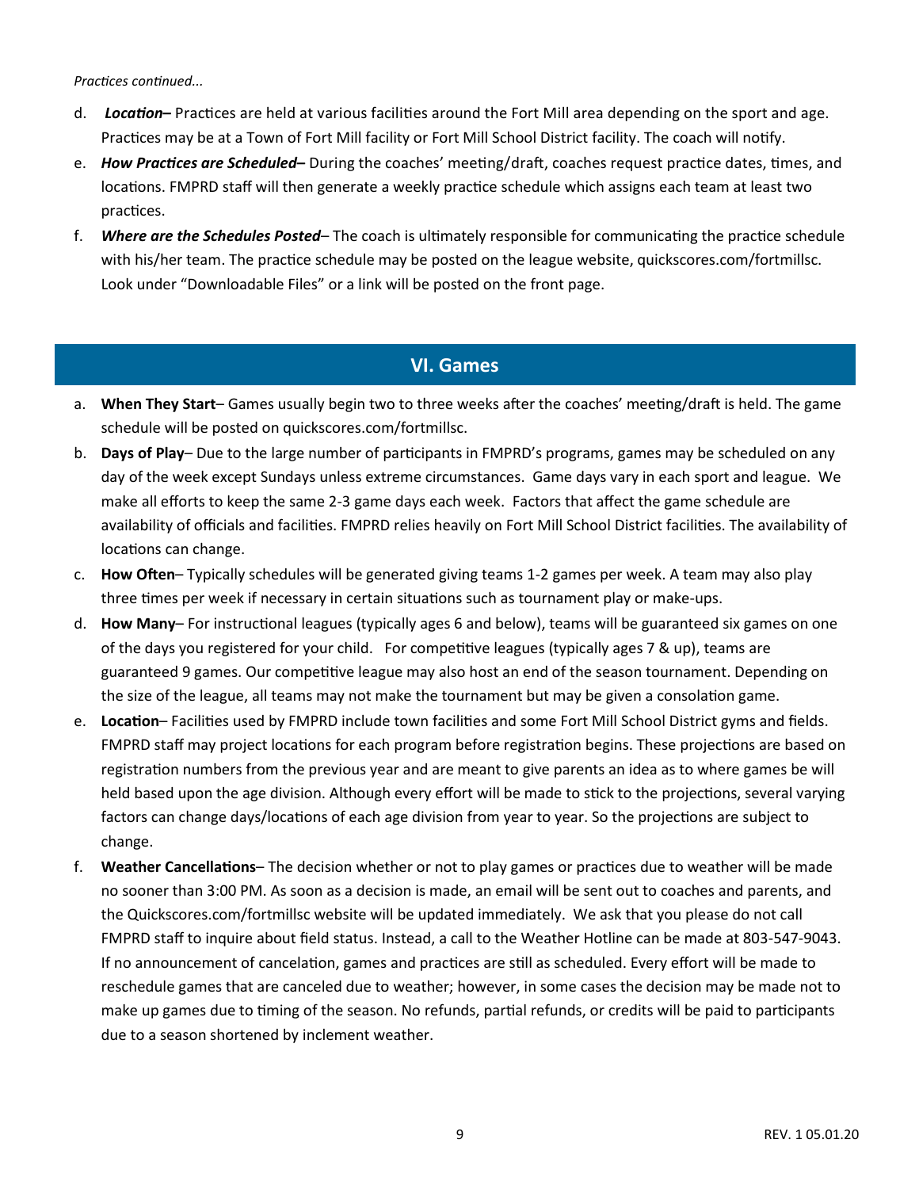*Practices continued...*

d. ***Location–*** Practices are held at various facilities around the Fort Mill area depending on the sport and age. Practices may be at a Town of Fort Mill facility or Fort Mill School District facility. The coach will notify.

e. ***How Practices are Scheduled–*** During the coaches' meeting/draft, coaches request practice dates, times, and locations. FMPRD staff will then generate a weekly practice schedule which assigns each team at least two practices.

f. ***Where are the Schedules Posted***– The coach is ultimately responsible for communicating the practice schedule with his/her team. The practice schedule may be posted on the league website, quickscores.com/fortmillsc. Look under "Downloadable Files" or a link will be posted on the front page.

## VI. Games

a. **When They Start**– Games usually begin two to three weeks after the coaches' meeting/draft is held. The game schedule will be posted on quickscores.com/fortmillsc.

b. **Days of Play**– Due to the large number of participants in FMPRD's programs, games may be scheduled on any day of the week except Sundays unless extreme circumstances. Game days vary in each sport and league. We make all efforts to keep the same 2-3 game days each week. Factors that affect the game schedule are availability of officials and facilities. FMPRD relies heavily on Fort Mill School District facilities. The availability of locations can change.

c. **How Often**– Typically schedules will be generated giving teams 1-2 games per week. A team may also play three times per week if necessary in certain situations such as tournament play or make-ups.

d. **How Many**– For instructional leagues (typically ages 6 and below), teams will be guaranteed six games on one of the days you registered for your child. For competitive leagues (typically ages 7 & up), teams are guaranteed 9 games. Our competitive league may also host an end of the season tournament. Depending on the size of the league, all teams may not make the tournament but may be given a consolation game.

e. **Location**– Facilities used by FMPRD include town facilities and some Fort Mill School District gyms and fields. FMPRD staff may project locations for each program before registration begins. These projections are based on registration numbers from the previous year and are meant to give parents an idea as to where games be will held based upon the age division. Although every effort will be made to stick to the projections, several varying factors can change days/locations of each age division from year to year. So the projections are subject to change.

f. **Weather Cancellations**– The decision whether or not to play games or practices due to weather will be made no sooner than 3:00 PM. As soon as a decision is made, an email will be sent out to coaches and parents, and the Quickscores.com/fortmillsc website will be updated immediately. We ask that you please do not call FMPRD staff to inquire about field status. Instead, a call to the Weather Hotline can be made at 803-547-9043. If no announcement of cancelation, games and practices are still as scheduled. Every effort will be made to reschedule games that are canceled due to weather; however, in some cases the decision may be made not to make up games due to timing of the season. No refunds, partial refunds, or credits will be paid to participants due to a season shortened by inclement weather.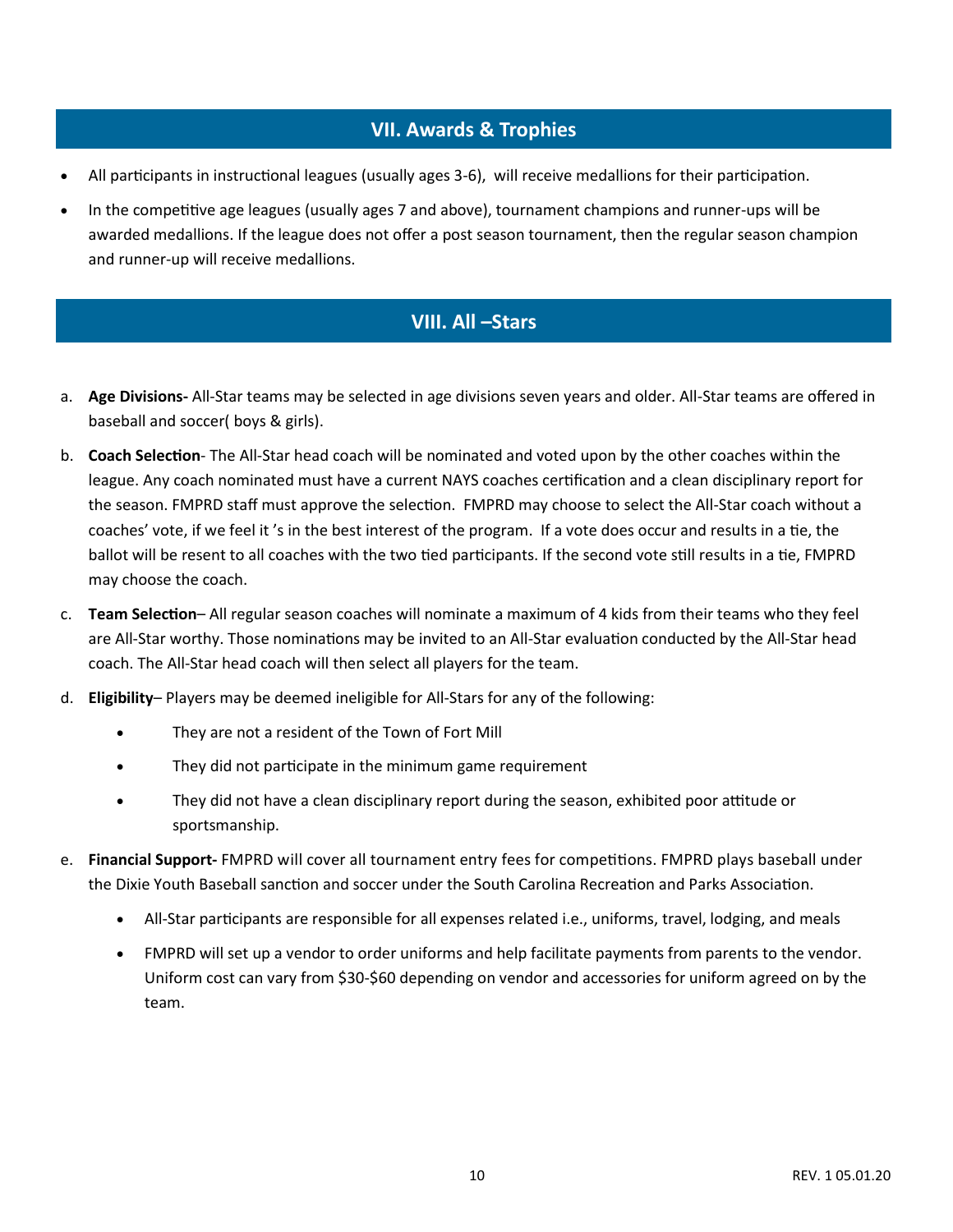## VII. Awards & Trophies

- All participants in instructional leagues (usually ages 3-6), will receive medallions for their participation.
- In the competitive age leagues (usually ages 7 and above), tournament champions and runner-ups will be awarded medallions. If the league does not offer a post season tournament, then the regular season champion and runner-up will receive medallions.

## VIII. All –Stars

a. **Age Divisions-** All-Star teams may be selected in age divisions seven years and older. All-Star teams are offered in baseball and soccer( boys & girls).

b. **Coach Selection**- The All-Star head coach will be nominated and voted upon by the other coaches within the league. Any coach nominated must have a current NAYS coaches certification and a clean disciplinary report for the season. FMPRD staff must approve the selection. FMPRD may choose to select the All-Star coach without a coaches' vote, if we feel it 's in the best interest of the program. If a vote does occur and results in a tie, the ballot will be resent to all coaches with the two tied participants. If the second vote still results in a tie, FMPRD may choose the coach.

c. **Team Selection**– All regular season coaches will nominate a maximum of 4 kids from their teams who they feel are All-Star worthy. Those nominations may be invited to an All-Star evaluation conducted by the All-Star head coach. The All-Star head coach will then select all players for the team.

d. **Eligibility**– Players may be deemed ineligible for All-Stars for any of the following:

- They are not a resident of the Town of Fort Mill
- They did not participate in the minimum game requirement
- They did not have a clean disciplinary report during the season, exhibited poor attitude or sportsmanship.

e. **Financial Support-** FMPRD will cover all tournament entry fees for competitions. FMPRD plays baseball under the Dixie Youth Baseball sanction and soccer under the South Carolina Recreation and Parks Association.

- All-Star participants are responsible for all expenses related i.e., uniforms, travel, lodging, and meals
- FMPRD will set up a vendor to order uniforms and help facilitate payments from parents to the vendor. Uniform cost can vary from $30-$60 depending on vendor and accessories for uniform agreed on by the team.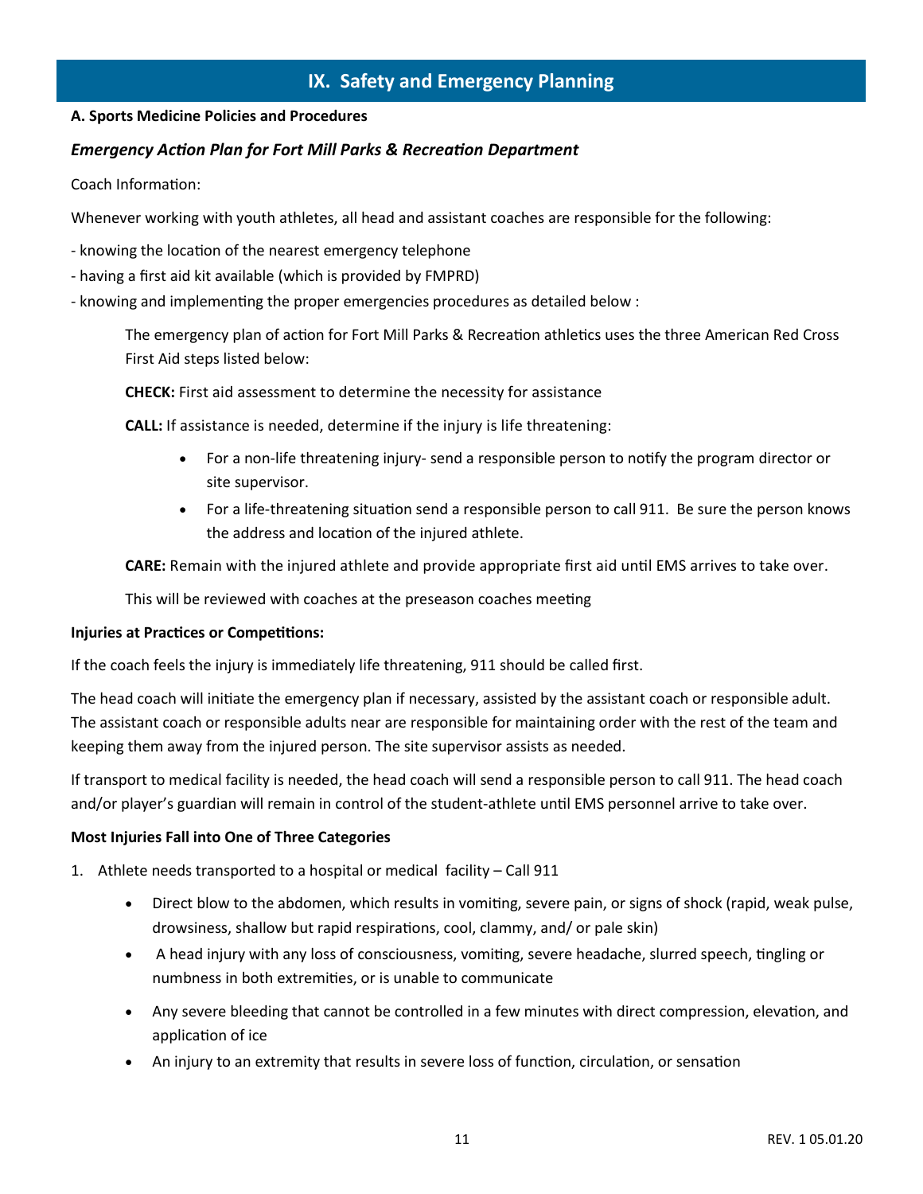# IX. Safety and Emergency Planning

**A. Sports Medicine Policies and Procedures**

***Emergency Action Plan for Fort Mill Parks & Recreation Department***

Coach Information:

Whenever working with youth athletes, all head and assistant coaches are responsible for the following:

- knowing the location of the nearest emergency telephone
- having a first aid kit available (which is provided by FMPRD)
- knowing and implementing the proper emergencies procedures as detailed below :

The emergency plan of action for Fort Mill Parks & Recreation athletics uses the three American Red Cross First Aid steps listed below:

**CHECK:** First aid assessment to determine the necessity for assistance

**CALL:** If assistance is needed, determine if the injury is life threatening:

- For a non-life threatening injury- send a responsible person to notify the program director or site supervisor.
- For a life-threatening situation send a responsible person to call 911. Be sure the person knows the address and location of the injured athlete.

**CARE:** Remain with the injured athlete and provide appropriate first aid until EMS arrives to take over.

This will be reviewed with coaches at the preseason coaches meeting

**Injuries at Practices or Competitions:**

If the coach feels the injury is immediately life threatening, 911 should be called first.

The head coach will initiate the emergency plan if necessary, assisted by the assistant coach or responsible adult. The assistant coach or responsible adults near are responsible for maintaining order with the rest of the team and keeping them away from the injured person. The site supervisor assists as needed.

If transport to medical facility is needed, the head coach will send a responsible person to call 911. The head coach and/or player's guardian will remain in control of the student-athlete until EMS personnel arrive to take over.

**Most Injuries Fall into One of Three Categories**

1. Athlete needs transported to a hospital or medical facility – Call 911
   - Direct blow to the abdomen, which results in vomiting, severe pain, or signs of shock (rapid, weak pulse, drowsiness, shallow but rapid respirations, cool, clammy, and/ or pale skin)
   - A head injury with any loss of consciousness, vomiting, severe headache, slurred speech, tingling or numbness in both extremities, or is unable to communicate
   - Any severe bleeding that cannot be controlled in a few minutes with direct compression, elevation, and application of ice
   - An injury to an extremity that results in severe loss of function, circulation, or sensation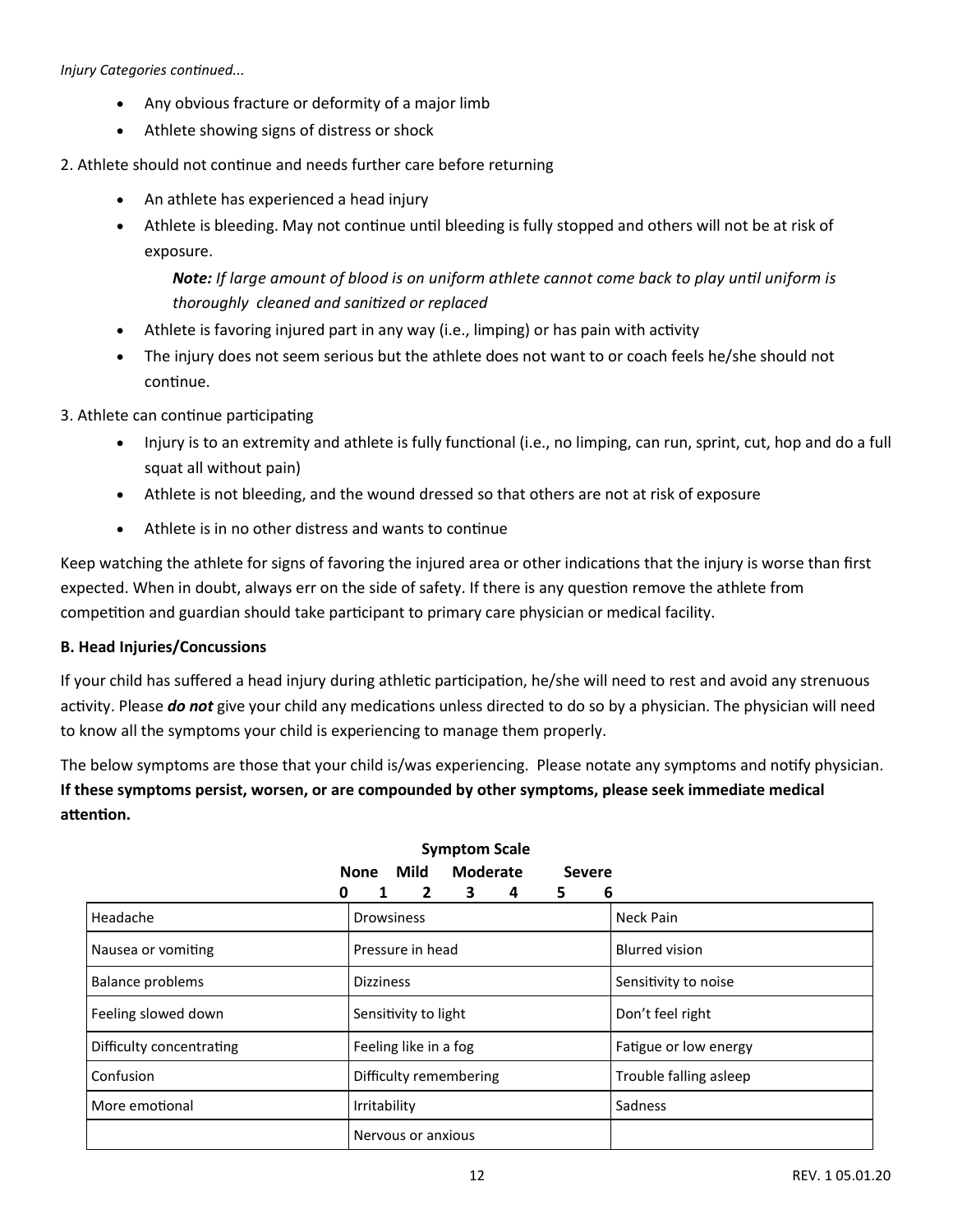*Injury Categories continued...*

- Any obvious fracture or deformity of a major limb
- Athlete showing signs of distress or shock

2. Athlete should not continue and needs further care before returning

- An athlete has experienced a head injury
- Athlete is bleeding. May not continue until bleeding is fully stopped and others will not be at risk of exposure.

  ***Note:*** *If large amount of blood is on uniform athlete cannot come back to play until uniform is thoroughly cleaned and sanitized or replaced*

- Athlete is favoring injured part in any way (i.e., limping) or has pain with activity
- The injury does not seem serious but the athlete does not want to or coach feels he/she should not continue.

3. Athlete can continue participating

- Injury is to an extremity and athlete is fully functional (i.e., no limping, can run, sprint, cut, hop and do a full squat all without pain)
- Athlete is not bleeding, and the wound dressed so that others are not at risk of exposure
- Athlete is in no other distress and wants to continue

Keep watching the athlete for signs of favoring the injured area or other indications that the injury is worse than first expected. When in doubt, always err on the side of safety. If there is any question remove the athlete from competition and guardian should take participant to primary care physician or medical facility.

**B. Head Injuries/Concussions**

If your child has suffered a head injury during athletic participation, he/she will need to rest and avoid any strenuous activity. Please ***do not*** give your child any medications unless directed to do so by a physician. The physician will need to know all the symptoms your child is experiencing to manage them properly.

The below symptoms are those that your child is/was experiencing. Please notate any symptoms and notify physician. **If these symptoms persist, worsen, or are compounded by other symptoms, please seek immediate medical attention.**

**Symptom Scale**

**None** 0 **Mild** 1 2 **Moderate** 3 4 **Severe** 5 6

| | | |
|---|---|---|
| Headache | Drowsiness | Neck Pain |
| Nausea or vomiting | Pressure in head | Blurred vision |
| Balance problems | Dizziness | Sensitivity to noise |
| Feeling slowed down | Sensitivity to light | Don't feel right |
| Difficulty concentrating | Feeling like in a fog | Fatigue or low energy |
| Confusion | Difficulty remembering | Trouble falling asleep |
| More emotional | Irritability | Sadness |
| | Nervous or anxious | |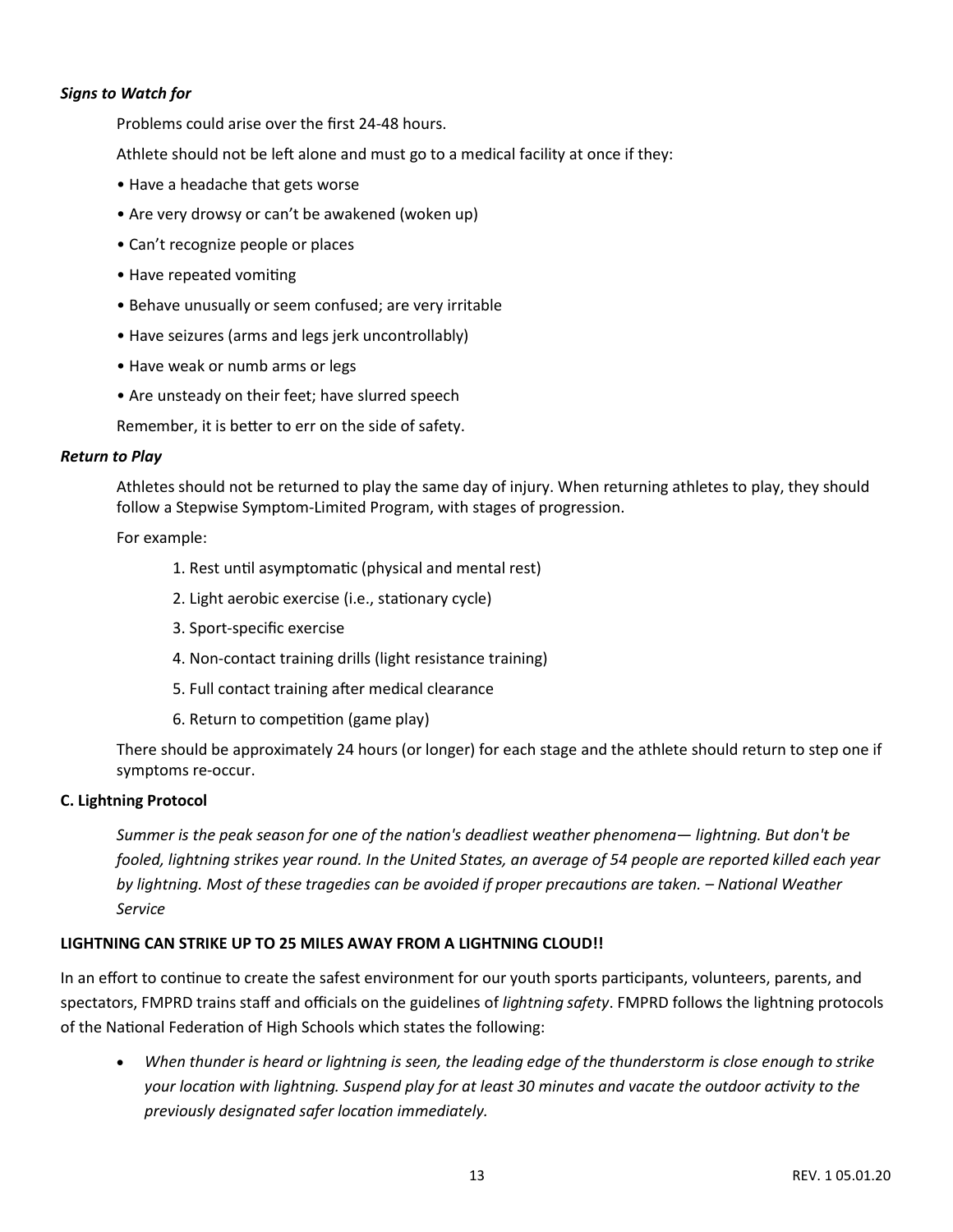### *Signs to Watch for*

Problems could arise over the first 24-48 hours.

Athlete should not be left alone and must go to a medical facility at once if they:

- Have a headache that gets worse
- Are very drowsy or can't be awakened (woken up)
- Can't recognize people or places
- Have repeated vomiting
- Behave unusually or seem confused; are very irritable
- Have seizures (arms and legs jerk uncontrollably)
- Have weak or numb arms or legs
- Are unsteady on their feet; have slurred speech

Remember, it is better to err on the side of safety.

### *Return to Play*

Athletes should not be returned to play the same day of injury. When returning athletes to play, they should follow a Stepwise Symptom-Limited Program, with stages of progression.

For example:

1. Rest until asymptomatic (physical and mental rest)
2. Light aerobic exercise (i.e., stationary cycle)
3. Sport-specific exercise
4. Non-contact training drills (light resistance training)
5. Full contact training after medical clearance
6. Return to competition (game play)

There should be approximately 24 hours (or longer) for each stage and the athlete should return to step one if symptoms re-occur.

### C. Lightning Protocol

*Summer is the peak season for one of the nation's deadliest weather phenomena— lightning. But don't be fooled, lightning strikes year round. In the United States, an average of 54 people are reported killed each year by lightning. Most of these tragedies can be avoided if proper precautions are taken. – National Weather Service*

**LIGHTNING CAN STRIKE UP TO 25 MILES AWAY FROM A LIGHTNING CLOUD!!**

In an effort to continue to create the safest environment for our youth sports participants, volunteers, parents, and spectators, FMPRD trains staff and officials on the guidelines of *lightning safety*. FMPRD follows the lightning protocols of the National Federation of High Schools which states the following:

- *When thunder is heard or lightning is seen, the leading edge of the thunderstorm is close enough to strike your location with lightning. Suspend play for at least 30 minutes and vacate the outdoor activity to the previously designated safer location immediately.*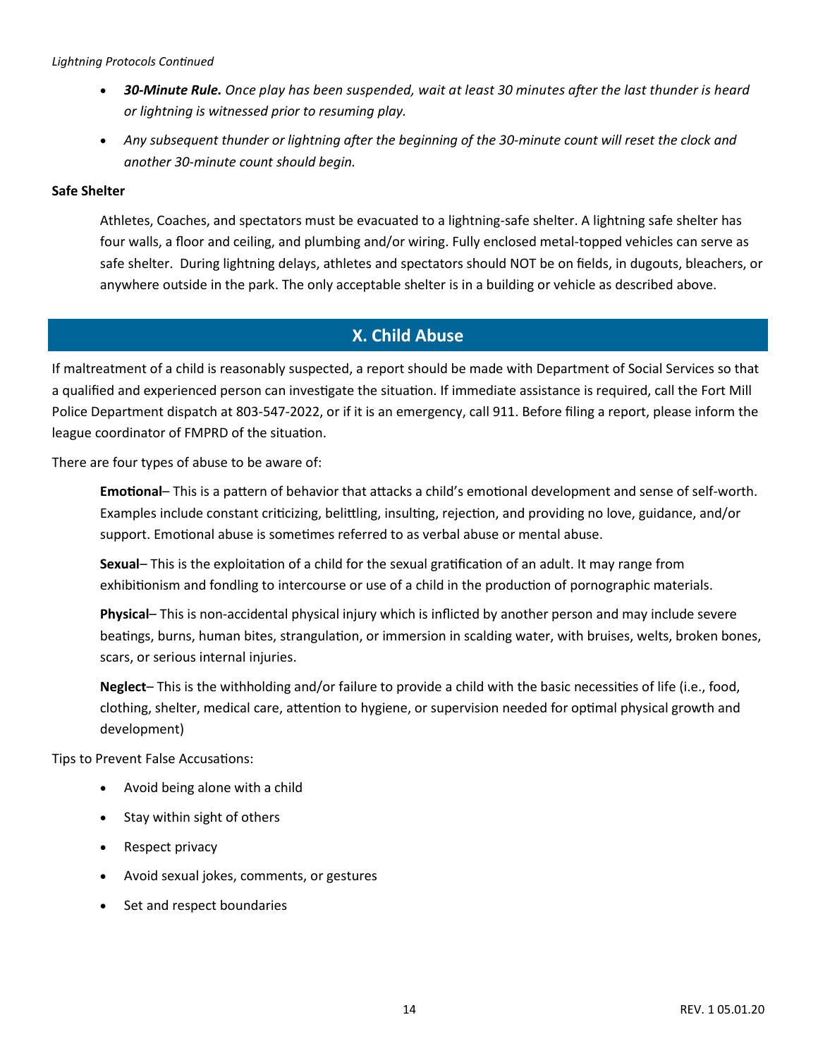*Lightning Protocols Continued*

- ***30-Minute Rule.*** *Once play has been suspended, wait at least 30 minutes after the last thunder is heard or lightning is witnessed prior to resuming play.*
- *Any subsequent thunder or lightning after the beginning of the 30-minute count will reset the clock and another 30-minute count should begin.*

**Safe Shelter**

Athletes, Coaches, and spectators must be evacuated to a lightning-safe shelter. A lightning safe shelter has four walls, a floor and ceiling, and plumbing and/or wiring. Fully enclosed metal-topped vehicles can serve as safe shelter. During lightning delays, athletes and spectators should NOT be on fields, in dugouts, bleachers, or anywhere outside in the park. The only acceptable shelter is in a building or vehicle as described above.

## X. Child Abuse

If maltreatment of a child is reasonably suspected, a report should be made with Department of Social Services so that a qualified and experienced person can investigate the situation. If immediate assistance is required, call the Fort Mill Police Department dispatch at 803-547-2022, or if it is an emergency, call 911. Before filing a report, please inform the league coordinator of FMPRD of the situation.

There are four types of abuse to be aware of:

**Emotional**– This is a pattern of behavior that attacks a child's emotional development and sense of self-worth. Examples include constant criticizing, belittling, insulting, rejection, and providing no love, guidance, and/or support. Emotional abuse is sometimes referred to as verbal abuse or mental abuse.

**Sexual**– This is the exploitation of a child for the sexual gratification of an adult. It may range from exhibitionism and fondling to intercourse or use of a child in the production of pornographic materials.

**Physical**– This is non-accidental physical injury which is inflicted by another person and may include severe beatings, burns, human bites, strangulation, or immersion in scalding water, with bruises, welts, broken bones, scars, or serious internal injuries.

**Neglect**– This is the withholding and/or failure to provide a child with the basic necessities of life (i.e., food, clothing, shelter, medical care, attention to hygiene, or supervision needed for optimal physical growth and development)

Tips to Prevent False Accusations:

- Avoid being alone with a child
- Stay within sight of others
- Respect privacy
- Avoid sexual jokes, comments, or gestures
- Set and respect boundaries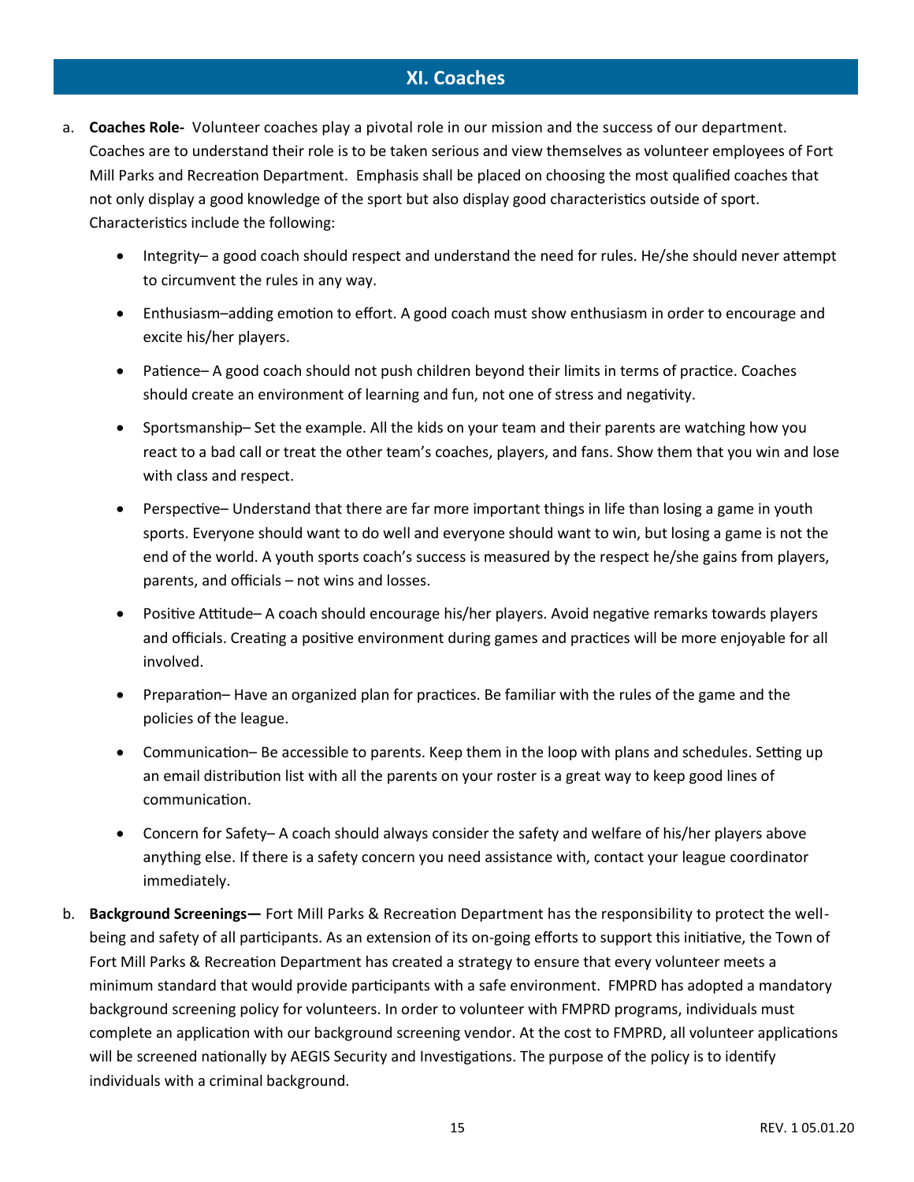## XI. Coaches

a. **Coaches Role-** Volunteer coaches play a pivotal role in our mission and the success of our department. Coaches are to understand their role is to be taken serious and view themselves as volunteer employees of Fort Mill Parks and Recreation Department. Emphasis shall be placed on choosing the most qualified coaches that not only display a good knowledge of the sport but also display good characteristics outside of sport. Characteristics include the following:

   - Integrity– a good coach should respect and understand the need for rules. He/she should never attempt to circumvent the rules in any way.
   - Enthusiasm–adding emotion to effort. A good coach must show enthusiasm in order to encourage and excite his/her players.
   - Patience– A good coach should not push children beyond their limits in terms of practice. Coaches should create an environment of learning and fun, not one of stress and negativity.
   - Sportsmanship– Set the example. All the kids on your team and their parents are watching how you react to a bad call or treat the other team's coaches, players, and fans. Show them that you win and lose with class and respect.
   - Perspective– Understand that there are far more important things in life than losing a game in youth sports. Everyone should want to do well and everyone should want to win, but losing a game is not the end of the world. A youth sports coach's success is measured by the respect he/she gains from players, parents, and officials – not wins and losses.
   - Positive Attitude– A coach should encourage his/her players. Avoid negative remarks towards players and officials. Creating a positive environment during games and practices will be more enjoyable for all involved.
   - Preparation– Have an organized plan for practices. Be familiar with the rules of the game and the policies of the league.
   - Communication– Be accessible to parents. Keep them in the loop with plans and schedules. Setting up an email distribution list with all the parents on your roster is a great way to keep good lines of communication.
   - Concern for Safety– A coach should always consider the safety and welfare of his/her players above anything else. If there is a safety concern you need assistance with, contact your league coordinator immediately.

b. **Background Screenings—** Fort Mill Parks & Recreation Department has the responsibility to protect the well-being and safety of all participants. As an extension of its on-going efforts to support this initiative, the Town of Fort Mill Parks & Recreation Department has created a strategy to ensure that every volunteer meets a minimum standard that would provide participants with a safe environment. FMPRD has adopted a mandatory background screening policy for volunteers. In order to volunteer with FMPRD programs, individuals must complete an application with our background screening vendor. At the cost to FMPRD, all volunteer applications will be screened nationally by AEGIS Security and Investigations. The purpose of the policy is to identify individuals with a criminal background.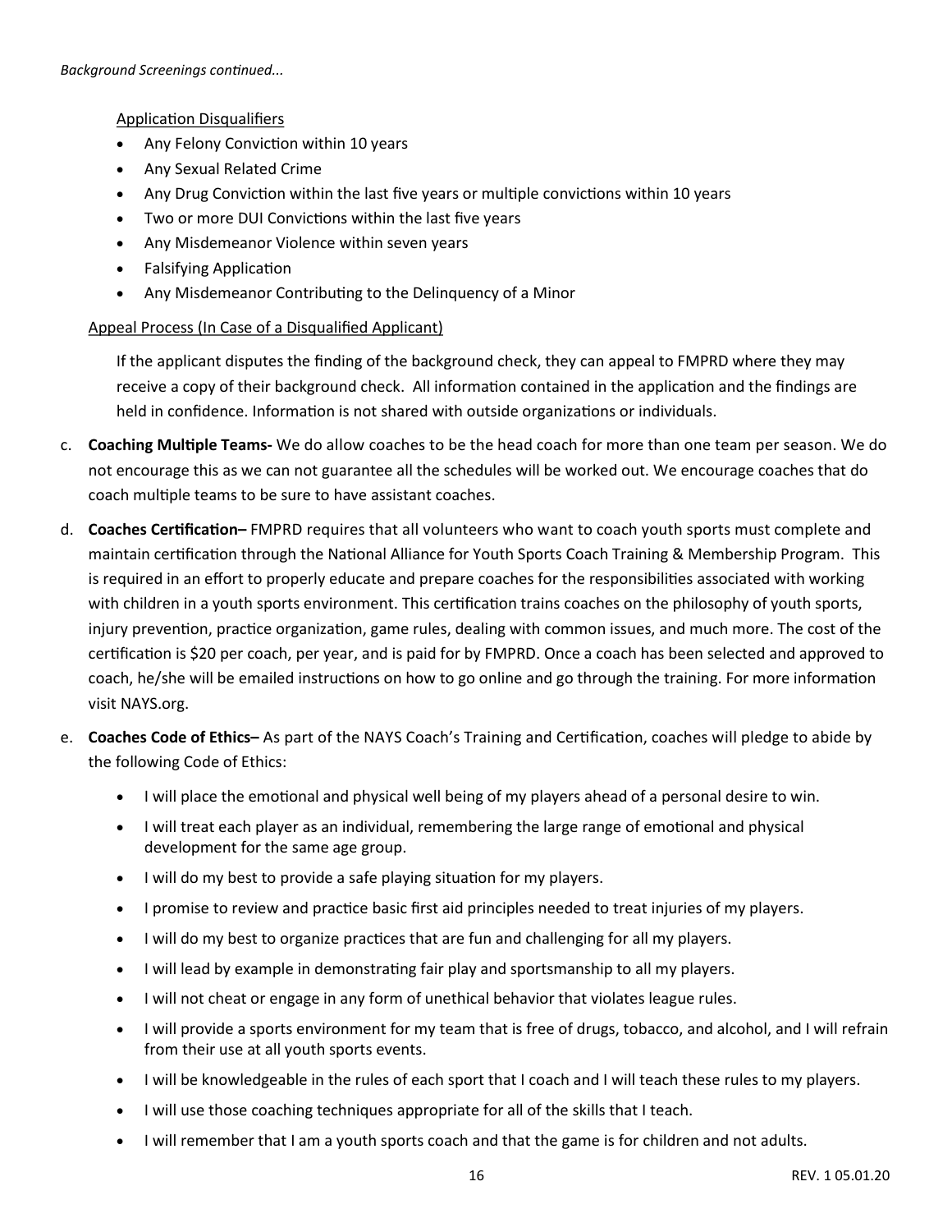*Background Screenings continued...*

Application Disqualifiers

- Any Felony Conviction within 10 years
- Any Sexual Related Crime
- Any Drug Conviction within the last five years or multiple convictions within 10 years
- Two or more DUI Convictions within the last five years
- Any Misdemeanor Violence within seven years
- Falsifying Application
- Any Misdemeanor Contributing to the Delinquency of a Minor

Appeal Process (In Case of a Disqualified Applicant)

If the applicant disputes the finding of the background check, they can appeal to FMPRD where they may receive a copy of their background check. All information contained in the application and the findings are held in confidence. Information is not shared with outside organizations or individuals.

c. **Coaching Multiple Teams-** We do allow coaches to be the head coach for more than one team per season. We do not encourage this as we can not guarantee all the schedules will be worked out. We encourage coaches that do coach multiple teams to be sure to have assistant coaches.

d. **Coaches Certification–** FMPRD requires that all volunteers who want to coach youth sports must complete and maintain certification through the National Alliance for Youth Sports Coach Training & Membership Program. This is required in an effort to properly educate and prepare coaches for the responsibilities associated with working with children in a youth sports environment. This certification trains coaches on the philosophy of youth sports, injury prevention, practice organization, game rules, dealing with common issues, and much more. The cost of the certification is $20 per coach, per year, and is paid for by FMPRD. Once a coach has been selected and approved to coach, he/she will be emailed instructions on how to go online and go through the training. For more information visit NAYS.org.

e. **Coaches Code of Ethics–** As part of the NAYS Coach's Training and Certification, coaches will pledge to abide by the following Code of Ethics:

    - I will place the emotional and physical well being of my players ahead of a personal desire to win.
    - I will treat each player as an individual, remembering the large range of emotional and physical development for the same age group.
    - I will do my best to provide a safe playing situation for my players.
    - I promise to review and practice basic first aid principles needed to treat injuries of my players.
    - I will do my best to organize practices that are fun and challenging for all my players.
    - I will lead by example in demonstrating fair play and sportsmanship to all my players.
    - I will not cheat or engage in any form of unethical behavior that violates league rules.
    - I will provide a sports environment for my team that is free of drugs, tobacco, and alcohol, and I will refrain from their use at all youth sports events.
    - I will be knowledgeable in the rules of each sport that I coach and I will teach these rules to my players.
    - I will use those coaching techniques appropriate for all of the skills that I teach.
    - I will remember that I am a youth sports coach and that the game is for children and not adults.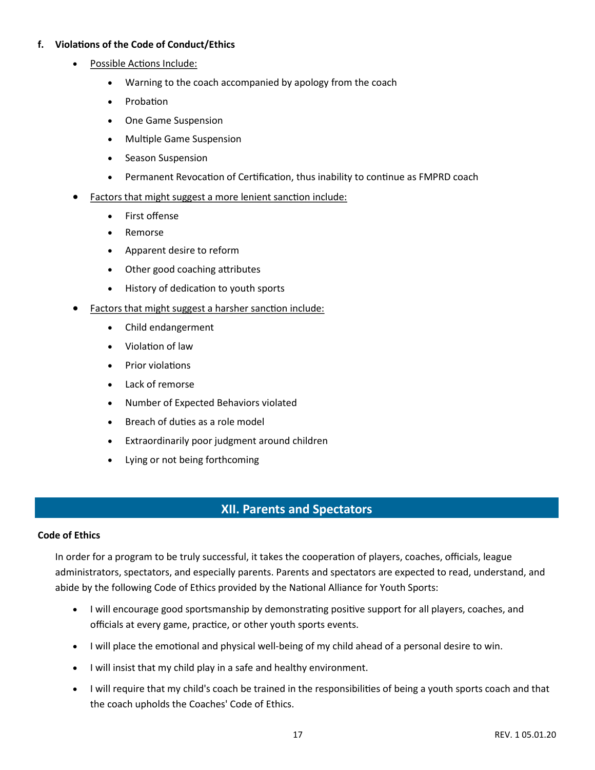**f. Violations of the Code of Conduct/Ethics**

- Possible Actions Include:
  - Warning to the coach accompanied by apology from the coach
  - Probation
  - One Game Suspension
  - Multiple Game Suspension
  - Season Suspension
  - Permanent Revocation of Certification, thus inability to continue as FMPRD coach
- Factors that might suggest a more lenient sanction include:
  - First offense
  - Remorse
  - Apparent desire to reform
  - Other good coaching attributes
  - History of dedication to youth sports
- Factors that might suggest a harsher sanction include:
  - Child endangerment
  - Violation of law
  - Prior violations
  - Lack of remorse
  - Number of Expected Behaviors violated
  - Breach of duties as a role model
  - Extraordinarily poor judgment around children
  - Lying or not being forthcoming

## XII. Parents and Spectators

**Code of Ethics**

In order for a program to be truly successful, it takes the cooperation of players, coaches, officials, league administrators, spectators, and especially parents. Parents and spectators are expected to read, understand, and abide by the following Code of Ethics provided by the National Alliance for Youth Sports:

- I will encourage good sportsmanship by demonstrating positive support for all players, coaches, and officials at every game, practice, or other youth sports events.
- I will place the emotional and physical well-being of my child ahead of a personal desire to win.
- I will insist that my child play in a safe and healthy environment.
- I will require that my child's coach be trained in the responsibilities of being a youth sports coach and that the coach upholds the Coaches' Code of Ethics.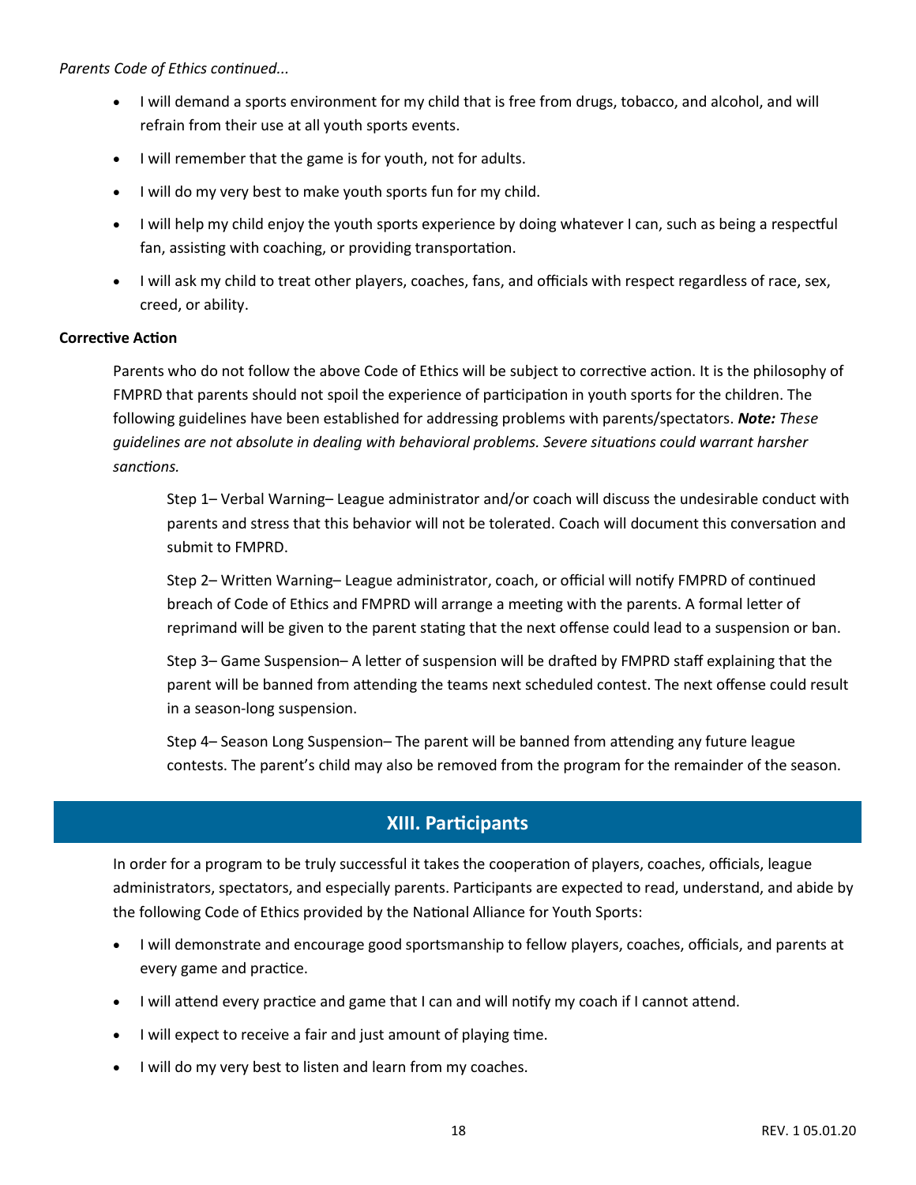*Parents Code of Ethics continued...*

- I will demand a sports environment for my child that is free from drugs, tobacco, and alcohol, and will refrain from their use at all youth sports events.
- I will remember that the game is for youth, not for adults.
- I will do my very best to make youth sports fun for my child.
- I will help my child enjoy the youth sports experience by doing whatever I can, such as being a respectful fan, assisting with coaching, or providing transportation.
- I will ask my child to treat other players, coaches, fans, and officials with respect regardless of race, sex, creed, or ability.

**Corrective Action**

Parents who do not follow the above Code of Ethics will be subject to corrective action. It is the philosophy of FMPRD that parents should not spoil the experience of participation in youth sports for the children. The following guidelines have been established for addressing problems with parents/spectators. ***Note:*** *These guidelines are not absolute in dealing with behavioral problems. Severe situations could warrant harsher sanctions.*

Step 1– Verbal Warning– League administrator and/or coach will discuss the undesirable conduct with parents and stress that this behavior will not be tolerated. Coach will document this conversation and submit to FMPRD.

Step 2– Written Warning– League administrator, coach, or official will notify FMPRD of continued breach of Code of Ethics and FMPRD will arrange a meeting with the parents. A formal letter of reprimand will be given to the parent stating that the next offense could lead to a suspension or ban.

Step 3– Game Suspension– A letter of suspension will be drafted by FMPRD staff explaining that the parent will be banned from attending the teams next scheduled contest. The next offense could result in a season-long suspension.

Step 4– Season Long Suspension– The parent will be banned from attending any future league contests. The parent's child may also be removed from the program for the remainder of the season.

## XIII. Participants

In order for a program to be truly successful it takes the cooperation of players, coaches, officials, league administrators, spectators, and especially parents. Participants are expected to read, understand, and abide by the following Code of Ethics provided by the National Alliance for Youth Sports:

- I will demonstrate and encourage good sportsmanship to fellow players, coaches, officials, and parents at every game and practice.
- I will attend every practice and game that I can and will notify my coach if I cannot attend.
- I will expect to receive a fair and just amount of playing time.
- I will do my very best to listen and learn from my coaches.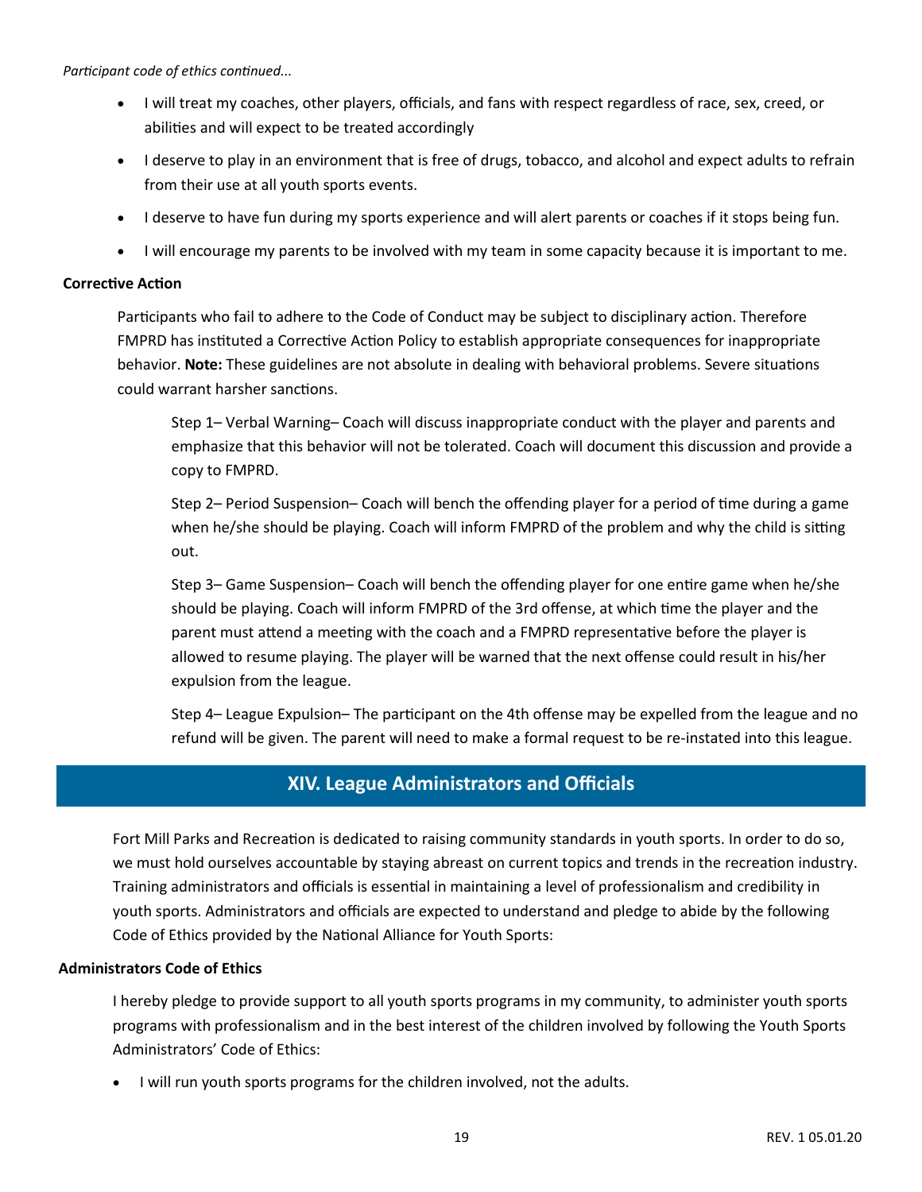*Participant code of ethics continued...*

- I will treat my coaches, other players, officials, and fans with respect regardless of race, sex, creed, or abilities and will expect to be treated accordingly
- I deserve to play in an environment that is free of drugs, tobacco, and alcohol and expect adults to refrain from their use at all youth sports events.
- I deserve to have fun during my sports experience and will alert parents or coaches if it stops being fun.
- I will encourage my parents to be involved with my team in some capacity because it is important to me.

**Corrective Action**

Participants who fail to adhere to the Code of Conduct may be subject to disciplinary action. Therefore FMPRD has instituted a Corrective Action Policy to establish appropriate consequences for inappropriate behavior. **Note:** These guidelines are not absolute in dealing with behavioral problems. Severe situations could warrant harsher sanctions.

Step 1– Verbal Warning– Coach will discuss inappropriate conduct with the player and parents and emphasize that this behavior will not be tolerated. Coach will document this discussion and provide a copy to FMPRD.

Step 2– Period Suspension– Coach will bench the offending player for a period of time during a game when he/she should be playing. Coach will inform FMPRD of the problem and why the child is sitting out.

Step 3– Game Suspension– Coach will bench the offending player for one entire game when he/she should be playing. Coach will inform FMPRD of the 3rd offense, at which time the player and the parent must attend a meeting with the coach and a FMPRD representative before the player is allowed to resume playing. The player will be warned that the next offense could result in his/her expulsion from the league.

Step 4– League Expulsion– The participant on the 4th offense may be expelled from the league and no refund will be given. The parent will need to make a formal request to be re-instated into this league.

## XIV. League Administrators and Officials

Fort Mill Parks and Recreation is dedicated to raising community standards in youth sports. In order to do so, we must hold ourselves accountable by staying abreast on current topics and trends in the recreation industry. Training administrators and officials is essential in maintaining a level of professionalism and credibility in youth sports. Administrators and officials are expected to understand and pledge to abide by the following Code of Ethics provided by the National Alliance for Youth Sports:

**Administrators Code of Ethics**

I hereby pledge to provide support to all youth sports programs in my community, to administer youth sports programs with professionalism and in the best interest of the children involved by following the Youth Sports Administrators' Code of Ethics:

- I will run youth sports programs for the children involved, not the adults.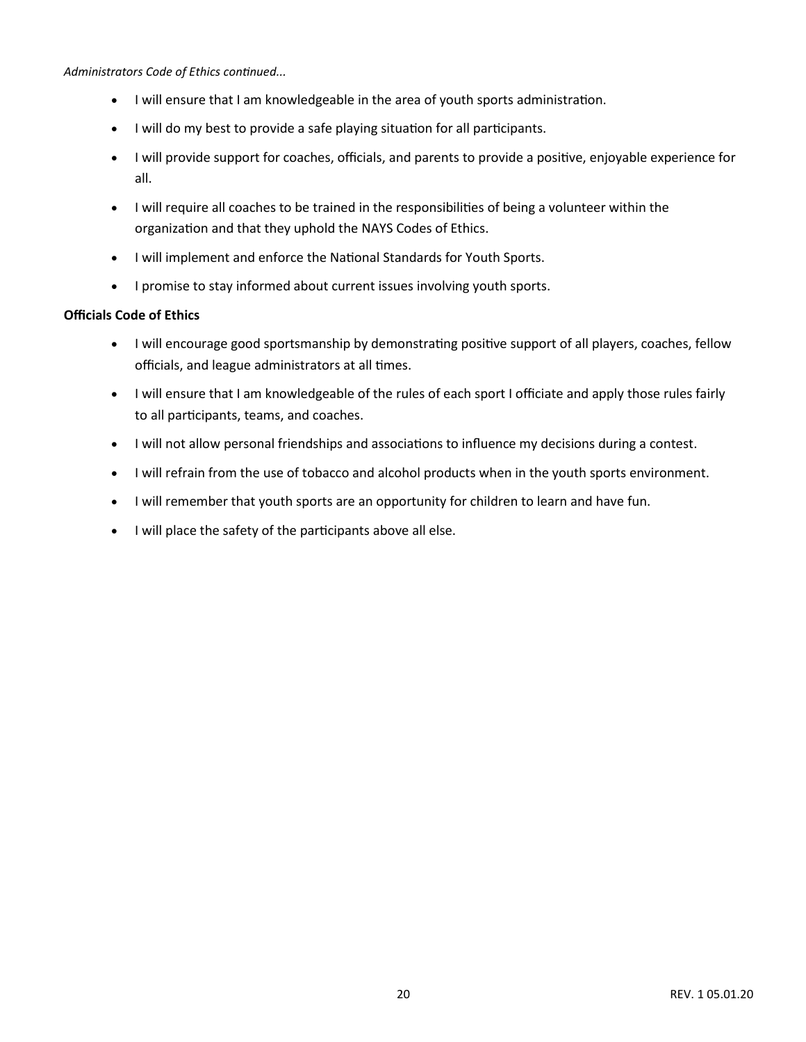*Administrators Code of Ethics continued...*

- I will ensure that I am knowledgeable in the area of youth sports administration.
- I will do my best to provide a safe playing situation for all participants.
- I will provide support for coaches, officials, and parents to provide a positive, enjoyable experience for all.
- I will require all coaches to be trained in the responsibilities of being a volunteer within the organization and that they uphold the NAYS Codes of Ethics.
- I will implement and enforce the National Standards for Youth Sports.
- I promise to stay informed about current issues involving youth sports.

**Officials Code of Ethics**

- I will encourage good sportsmanship by demonstrating positive support of all players, coaches, fellow officials, and league administrators at all times.
- I will ensure that I am knowledgeable of the rules of each sport I officiate and apply those rules fairly to all participants, teams, and coaches.
- I will not allow personal friendships and associations to influence my decisions during a contest.
- I will refrain from the use of tobacco and alcohol products when in the youth sports environment.
- I will remember that youth sports are an opportunity for children to learn and have fun.
- I will place the safety of the participants above all else.